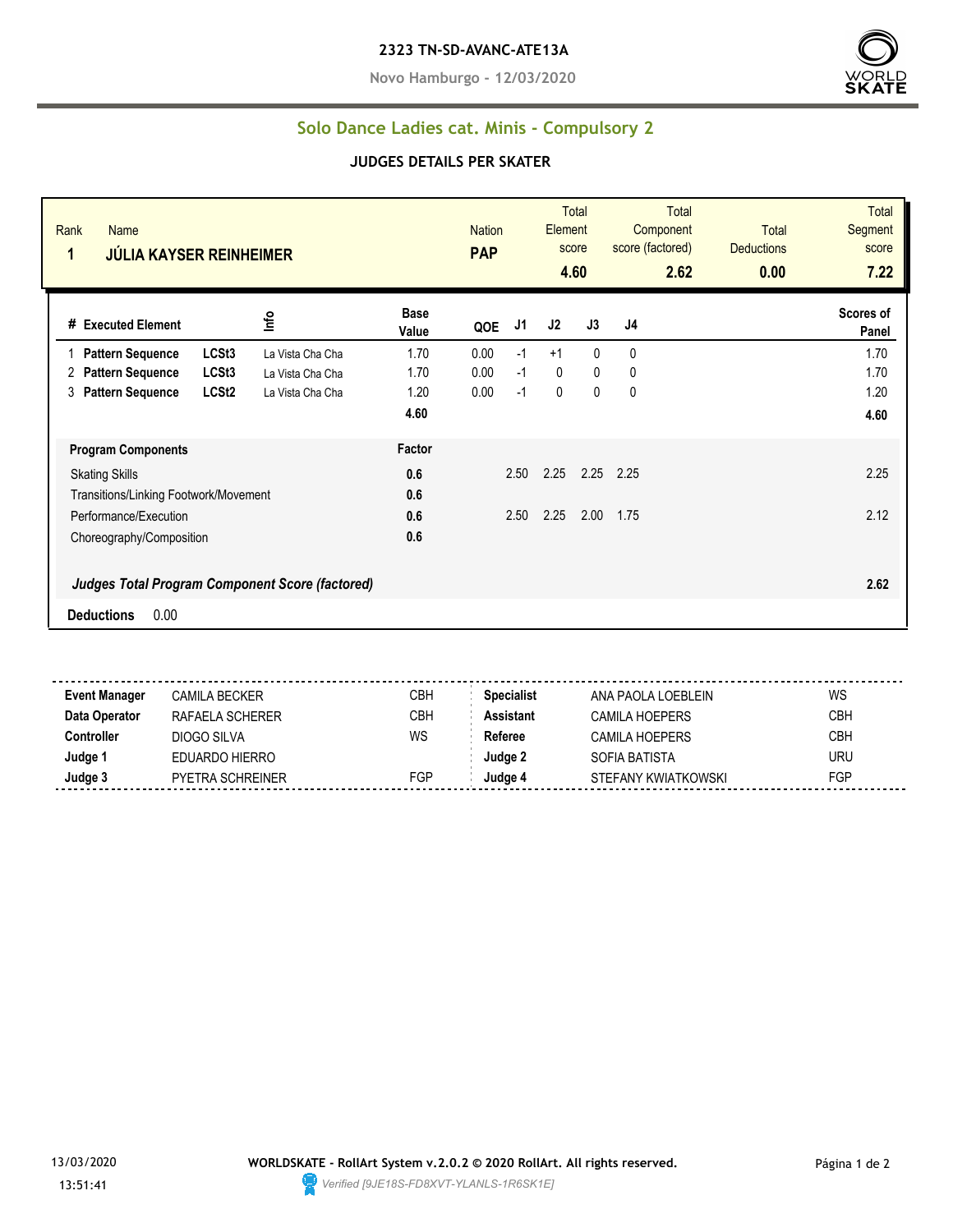**2323 TN-SD-AVANC-ATE13A**

**Novo Hamburgo - 12/03/2020**

## Solo Dance Ladies cat. Minis - Compulsory 2

### JUDGES DETAILS PER SKATER

| Rank | Name | Nation | Total Element score | Total Component score (factored) | Total Deductions | Total Segment score |
|---|---|---|---|---|---|---|
| 1 | JÚLIA KAYSER REINHEIMER | PAP | 4.60 | 2.62 | 0.00 | 7.22 |

| # | Executed Element | | Info | Base Value | QOE | J1 | J2 | J3 | J4 | Scores of Panel |
|---|---|---|---|---|---|---|---|---|---|---|
| 1 | Pattern Sequence | LCSt3 | La Vista Cha Cha | 1.70 | 0.00 | -1 | +1 | 0 | 0 | 1.70 |
| 2 | Pattern Sequence | LCSt3 | La Vista Cha Cha | 1.70 | 0.00 | -1 | 0 | 0 | 0 | 1.70 |
| 3 | Pattern Sequence | LCSt2 | La Vista Cha Cha | 1.20 | 0.00 | -1 | 0 | 0 | 0 | 1.20 |
| | | | | 4.60 | | | | | | 4.60 |

| Program Components | Factor | J1 | J2 | J3 | J4 | Scores of Panel |
|---|---|---|---|---|---|---|
| Skating Skills | 0.6 | 2.50 | 2.25 | 2.25 | 2.25 | 2.25 |
| Transitions/Linking Footwork/Movement | 0.6 | | | | | |
| Performance/Execution | 0.6 | 2.50 | 2.25 | 2.00 | 1.75 | 2.12 |
| Choreography/Composition | 0.6 | | | | | |
| ***Judges Total Program Component Score (factored)*** | | | | | | **2.62** |

**Deductions** 0.00

| | | | | | |
|---|---|---|---|---|---|
| **Event Manager** | CAMILA BECKER | CBH | **Specialist** | ANA PAOLA LOEBLEIN | WS |
| **Data Operator** | RAFAELA SCHERER | CBH | **Assistant** | CAMILA HOEPERS | CBH |
| **Controller** | DIOGO SILVA | WS | **Referee** | CAMILA HOEPERS | CBH |
| **Judge 1** | EDUARDO HIERRO | | **Judge 2** | SOFIA BATISTA | URU |
| **Judge 3** | PYETRA SCHREINER | FGP | **Judge 4** | STEFANY KWIATKOWSKI | FGP |

13/03/2020 13:51:41

**WORLDSKATE - RollArt System v.2.0.2 © 2020 RollArt. All rights reserved.**

*Verified [9JE18S-FD8XVT-YLANLS-1R6SK1E]*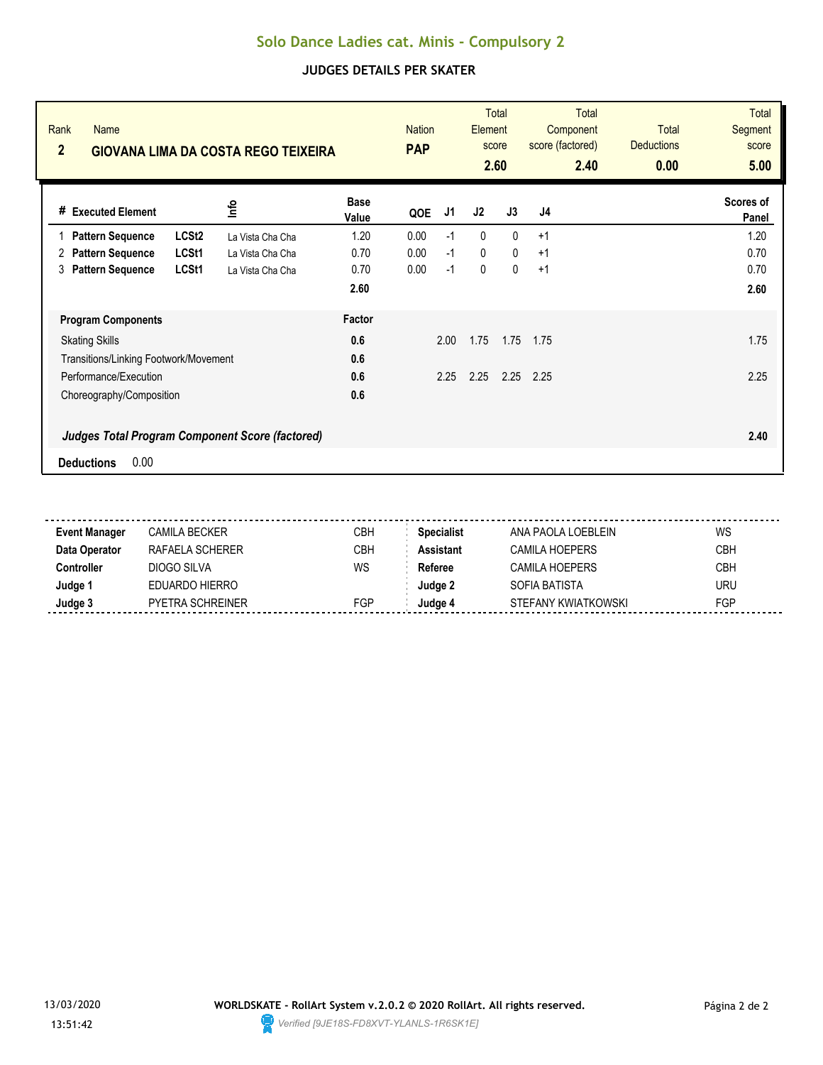# Solo Dance Ladies cat. Minis - Compulsory 2

## JUDGES DETAILS PER SKATER

| Rank | Name | Nation | Total Element score | Total Component score (factored) | Total Deductions | Total Segment score |
|---|---|---|---|---|---|---|
| 2 | GIOVANA LIMA DA COSTA REGO TEIXEIRA | PAP | 2.60 | 2.40 | 0.00 | 5.00 |

| # | Executed Element | | Info | Base Value | QOE | J1 | J2 | J3 | J4 | Scores of Panel |
|---|---|---|---|---|---|---|---|---|---|---|
| 1 | Pattern Sequence | LCSt2 | La Vista Cha Cha | 1.20 | 0.00 | -1 | 0 | 0 | +1 | 1.20 |
| 2 | Pattern Sequence | LCSt1 | La Vista Cha Cha | 0.70 | 0.00 | -1 | 0 | 0 | +1 | 0.70 |
| 3 | Pattern Sequence | LCSt1 | La Vista Cha Cha | 0.70 | 0.00 | -1 | 0 | 0 | +1 | 0.70 |
| | | | | 2.60 | | | | | | 2.60 |

| Program Components | Factor | J1 | J2 | J3 | J4 | Scores of Panel |
|---|---|---|---|---|---|---|
| Skating Skills | 0.6 | 2.00 | 1.75 | 1.75 | 1.75 | 1.75 |
| Transitions/Linking Footwork/Movement | 0.6 | | | | | |
| Performance/Execution | 0.6 | 2.25 | 2.25 | 2.25 | 2.25 | 2.25 |
| Choreography/Composition | 0.6 | | | | | |
| *Judges Total Program Component Score (factored)* | | | | | | 2.40 |

**Deductions** 0.00

| | | | | | |
|---|---|---|---|---|---|
| **Event Manager** | CAMILA BECKER | CBH | **Specialist** | ANA PAOLA LOEBLEIN | WS |
| **Data Operator** | RAFAELA SCHERER | CBH | **Assistant** | CAMILA HOEPERS | CBH |
| **Controller** | DIOGO SILVA | WS | **Referee** | CAMILA HOEPERS | CBH |
| **Judge 1** | EDUARDO HIERRO | | **Judge 2** | SOFIA BATISTA | URU |
| **Judge 3** | PYETRA SCHREINER | FGP | **Judge 4** | STEFANY KWIATKOWSKI | FGP |

13/03/2020
13:51:42

**WORLDSKATE - RollArt System v.2.0.2 © 2020 RollArt. All rights reserved.**
*Verified [9JE18S-FD8XVT-YLANLS-1R6SK1E]*